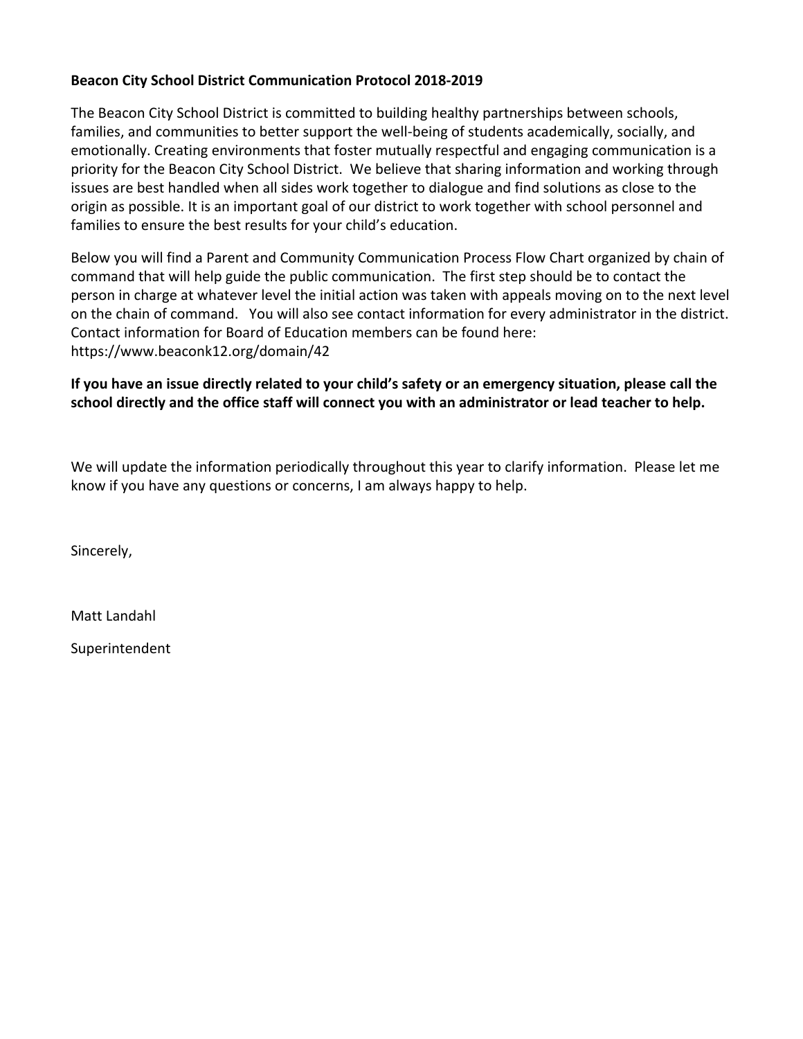**Beacon City School District Communication Protocol 2018-2019**

The Beacon City School District is committed to building healthy partnerships between schools, families, and communities to better support the well-being of students academically, socially, and emotionally. Creating environments that foster mutually respectful and engaging communication is a priority for the Beacon City School District. We believe that sharing information and working through issues are best handled when all sides work together to dialogue and find solutions as close to the origin as possible. It is an important goal of our district to work together with school personnel and families to ensure the best results for your child's education.

Below you will find a Parent and Community Communication Process Flow Chart organized by chain of command that will help guide the public communication. The first step should be to contact the person in charge at whatever level the initial action was taken with appeals moving on to the next level on the chain of command. You will also see contact information for every administrator in the district. Contact information for Board of Education members can be found here: https://www.beaconk12.org/domain/42

**If you have an issue directly related to your child's safety or an emergency situation, please call the school directly and the office staff will connect you with an administrator or lead teacher to help.**

We will update the information periodically throughout this year to clarify information. Please let me know if you have any questions or concerns, I am always happy to help.

Sincerely,

Matt Landahl

Superintendent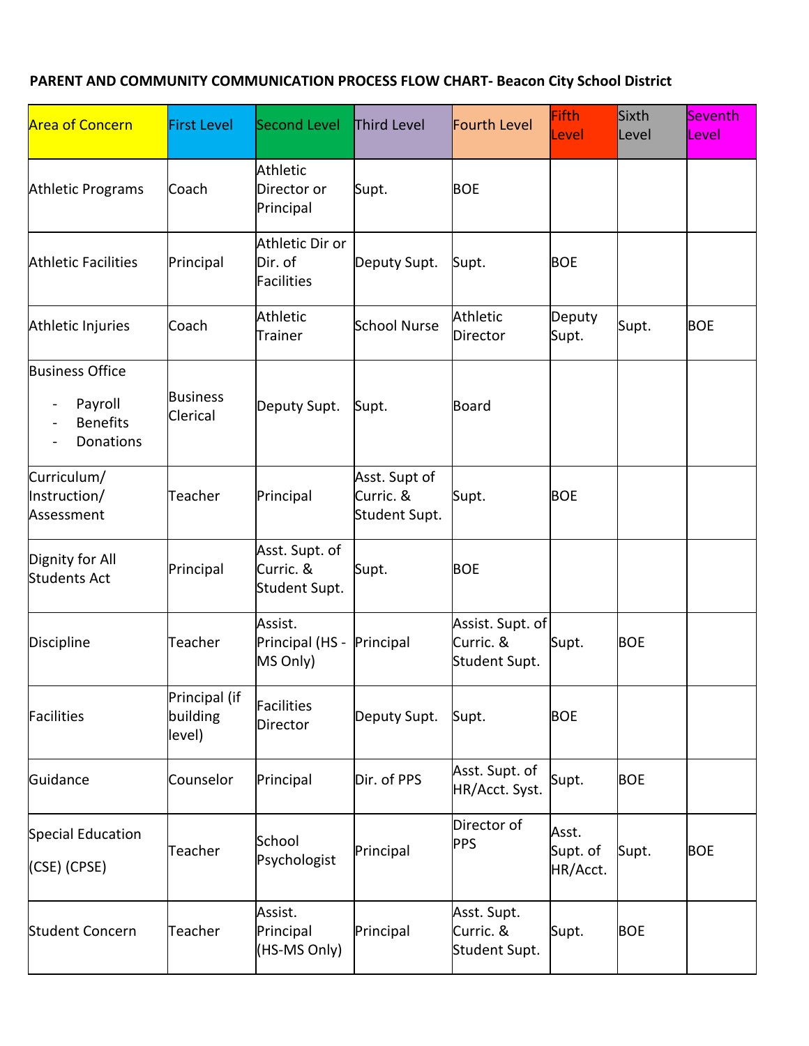**PARENT AND COMMUNITY COMMUNICATION PROCESS FLOW CHART- Beacon City School District**

| Area of Concern | First Level | Second Level | Third Level | Fourth Level | Fifth Level | Sixth Level | Seventh Level |
|---|---|---|---|---|---|---|---|
| Athletic Programs | Coach | Athletic Director or Principal | Supt. | BOE | | | |
| Athletic Facilities | Principal | Athletic Dir or Dir. of Facilities | Deputy Supt. | Supt. | BOE | | |
| Athletic Injuries | Coach | Athletic Trainer | School Nurse | Athletic Director | Deputy Supt. | Supt. | BOE |
| Business Office<br>- Payroll<br>- Benefits<br>- Donations | Business Clerical | Deputy Supt. | Supt. | Board | | | |
| Curriculum/ Instruction/ Assessment | Teacher | Principal | Asst. Supt of Curric. & Student Supt. | Supt. | BOE | | |
| Dignity for All Students Act | Principal | Asst. Supt. of Curric. & Student Supt. | Supt. | BOE | | | |
| Discipline | Teacher | Assist. Principal (HS - MS Only) | Principal | Assist. Supt. of Curric. & Student Supt. | Supt. | BOE | |
| Facilities | Principal (if building level) | Facilities Director | Deputy Supt. | Supt. | BOE | | |
| Guidance | Counselor | Principal | Dir. of PPS | Asst. Supt. of HR/Acct. Syst. | Supt. | BOE | |
| Special Education (CSE) (CPSE) | Teacher | School Psychologist | Principal | Director of PPS | Asst. Supt. of HR/Acct. | Supt. | BOE |
| Student Concern | Teacher | Assist. Principal (HS-MS Only) | Principal | Asst. Supt. Curric. & Student Supt. | Supt. | BOE | |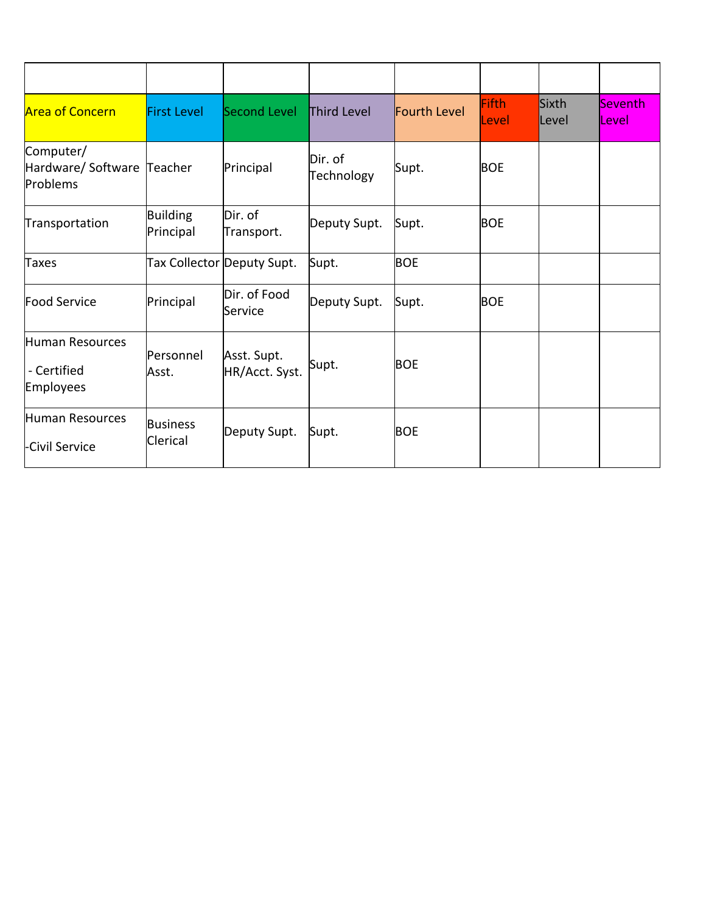| Area of Concern | First Level | Second Level | Third Level | Fourth Level | Fifth Level | Sixth Level | Seventh Level |
|---|---|---|---|---|---|---|---|
| Computer/ Hardware/ Software Problems | Teacher | Principal | Dir. of Technology | Supt. | BOE | | |
| Transportation | Building Principal | Dir. of Transport. | Deputy Supt. | Supt. | BOE | | |
| Taxes | Tax Collector | Deputy Supt. | Supt. | BOE | | | |
| Food Service | Principal | Dir. of Food Service | Deputy Supt. | Supt. | BOE | | |
| Human Resources - Certified Employees | Personnel Asst. | Asst. Supt. HR/Acct. Syst. | Supt. | BOE | | | |
| Human Resources -Civil Service | Business Clerical | Deputy Supt. | Supt. | BOE | | | |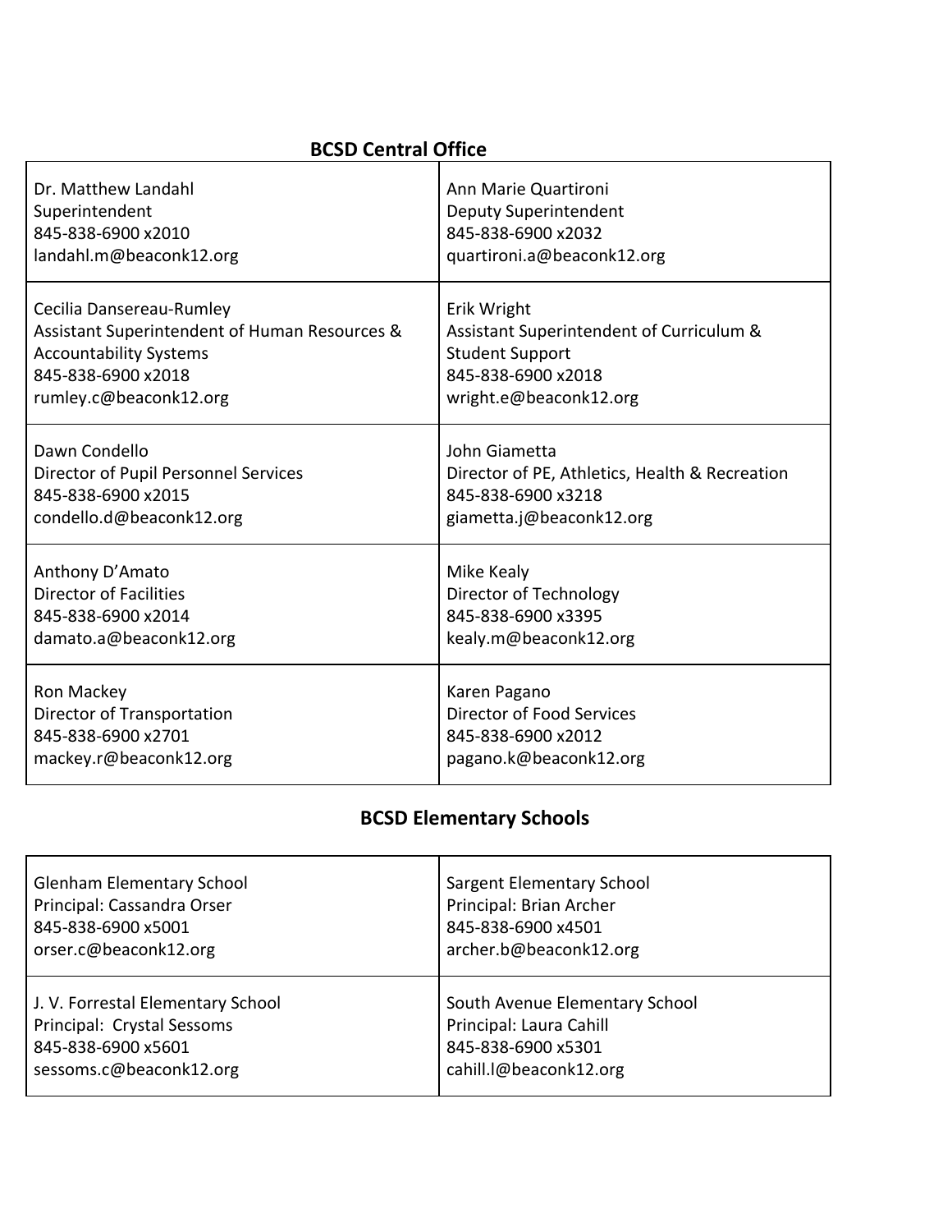## BCSD Central Office

| | |
|---|---|
| Dr. Matthew Landahl<br>Superintendent<br>845-838-6900 x2010<br>landahl.m@beaconk12.org | Ann Marie Quartironi<br>Deputy Superintendent<br>845-838-6900 x2032<br>quartironi.a@beaconk12.org |
| Cecilia Dansereau-Rumley<br>Assistant Superintendent of Human Resources & Accountability Systems<br>845-838-6900 x2018<br>rumley.c@beaconk12.org | Erik Wright<br>Assistant Superintendent of Curriculum & Student Support<br>845-838-6900 x2018<br>wright.e@beaconk12.org |
| Dawn Condello<br>Director of Pupil Personnel Services<br>845-838-6900 x2015<br>condello.d@beaconk12.org | John Giametta<br>Director of PE, Athletics, Health & Recreation<br>845-838-6900 x3218<br>giametta.j@beaconk12.org |
| Anthony D'Amato<br>Director of Facilities<br>845-838-6900 x2014<br>damato.a@beaconk12.org | Mike Kealy<br>Director of Technology<br>845-838-6900 x3395<br>kealy.m@beaconk12.org |
| Ron Mackey<br>Director of Transportation<br>845-838-6900 x2701<br>mackey.r@beaconk12.org | Karen Pagano<br>Director of Food Services<br>845-838-6900 x2012<br>pagano.k@beaconk12.org |

## BCSD Elementary Schools

| | |
|---|---|
| Glenham Elementary School<br>Principal: Cassandra Orser<br>845-838-6900 x5001<br>orser.c@beaconk12.org | Sargent Elementary School<br>Principal: Brian Archer<br>845-838-6900 x4501<br>archer.b@beaconk12.org |
| J. V. Forrestal Elementary School<br>Principal: Crystal Sessoms<br>845-838-6900 x5601<br>sessoms.c@beaconk12.org | South Avenue Elementary School<br>Principal: Laura Cahill<br>845-838-6900 x5301<br>cahill.l@beaconk12.org |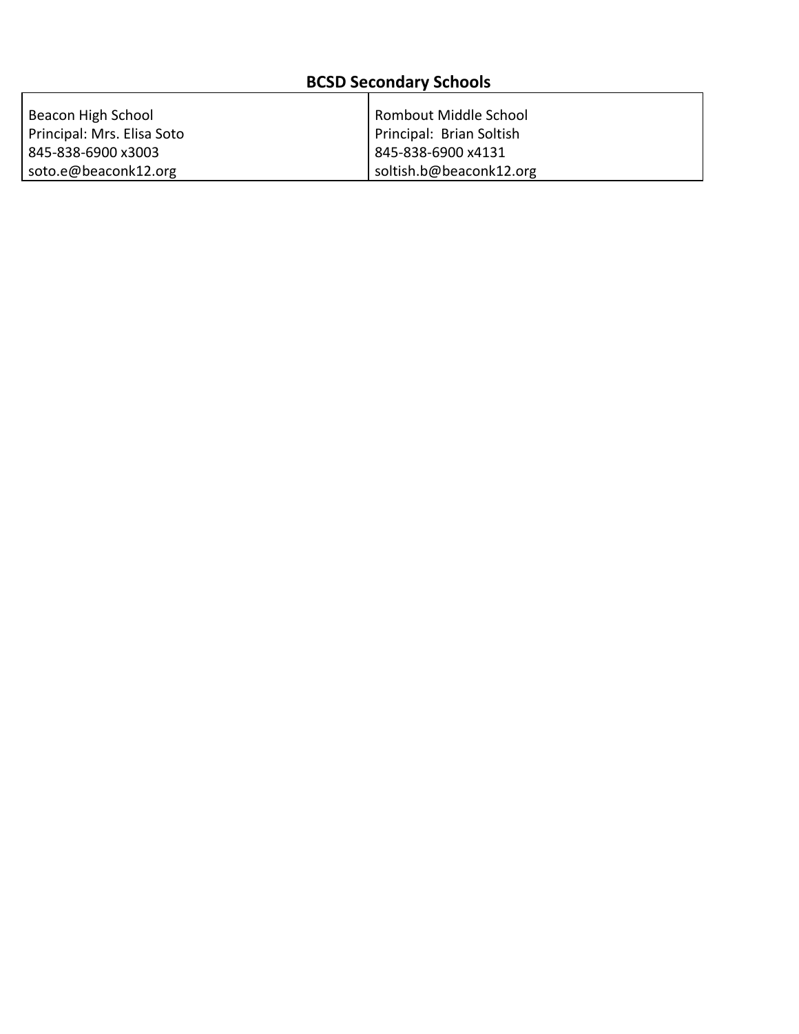## BCSD Secondary Schools

| | |
|---|---|
| Beacon High School<br>Principal: Mrs. Elisa Soto<br>845-838-6900 x3003<br>soto.e@beaconk12.org | Rombout Middle School<br>Principal:  Brian Soltish<br>845-838-6900 x4131<br>soltish.b@beaconk12.org |